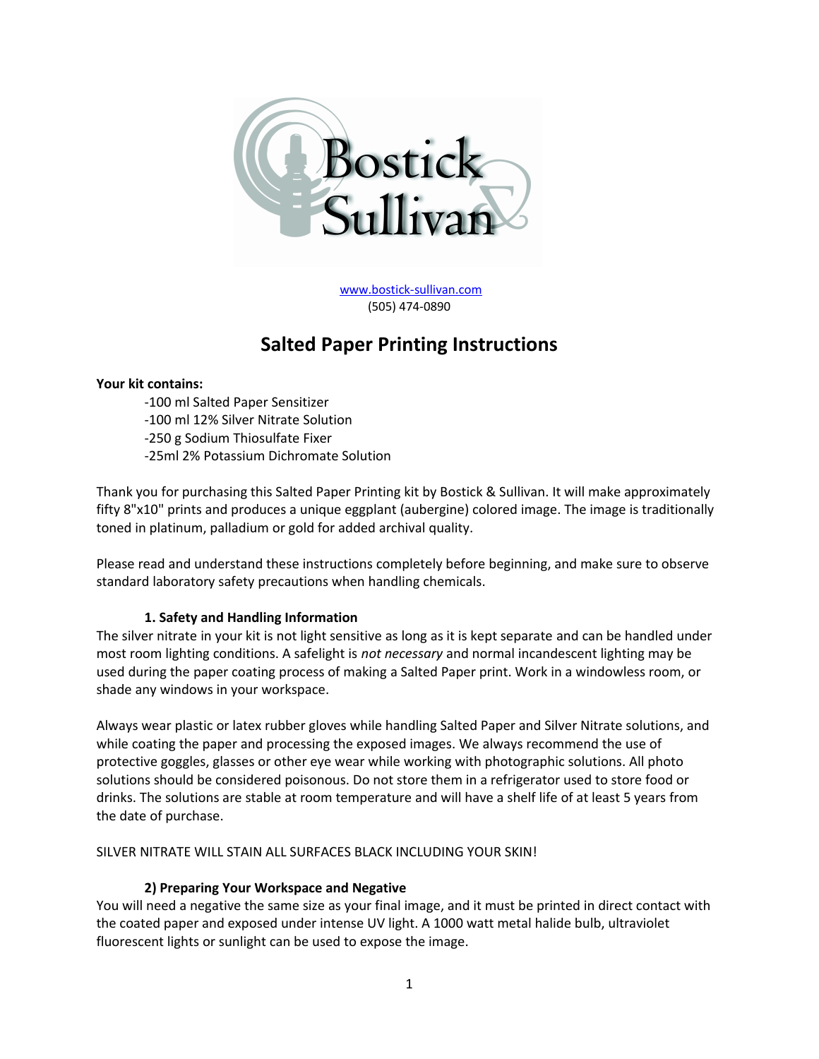www.bostick-sullivan.com
(505) 474-0890

# Salted Paper Printing Instructions

**Your kit contains:**

- -100 ml Salted Paper Sensitizer
- -100 ml 12% Silver Nitrate Solution
- -250 g Sodium Thiosulfate Fixer
- -25ml 2% Potassium Dichromate Solution

Thank you for purchasing this Salted Paper Printing kit by Bostick & Sullivan. It will make approximately fifty 8"x10" prints and produces a unique eggplant (aubergine) colored image. The image is traditionally toned in platinum, palladium or gold for added archival quality.

Please read and understand these instructions completely before beginning, and make sure to observe standard laboratory safety precautions when handling chemicals.

### 1. Safety and Handling Information

The silver nitrate in your kit is not light sensitive as long as it is kept separate and can be handled under most room lighting conditions. A safelight is *not necessary* and normal incandescent lighting may be used during the paper coating process of making a Salted Paper print. Work in a windowless room, or shade any windows in your workspace.

Always wear plastic or latex rubber gloves while handling Salted Paper and Silver Nitrate solutions, and while coating the paper and processing the exposed images. We always recommend the use of protective goggles, glasses or other eye wear while working with photographic solutions. All photo solutions should be considered poisonous. Do not store them in a refrigerator used to store food or drinks. The solutions are stable at room temperature and will have a shelf life of at least 5 years from the date of purchase.

SILVER NITRATE WILL STAIN ALL SURFACES BLACK INCLUDING YOUR SKIN!

### 2) Preparing Your Workspace and Negative

You will need a negative the same size as your final image, and it must be printed in direct contact with the coated paper and exposed under intense UV light. A 1000 watt metal halide bulb, ultraviolet fluorescent lights or sunlight can be used to expose the image.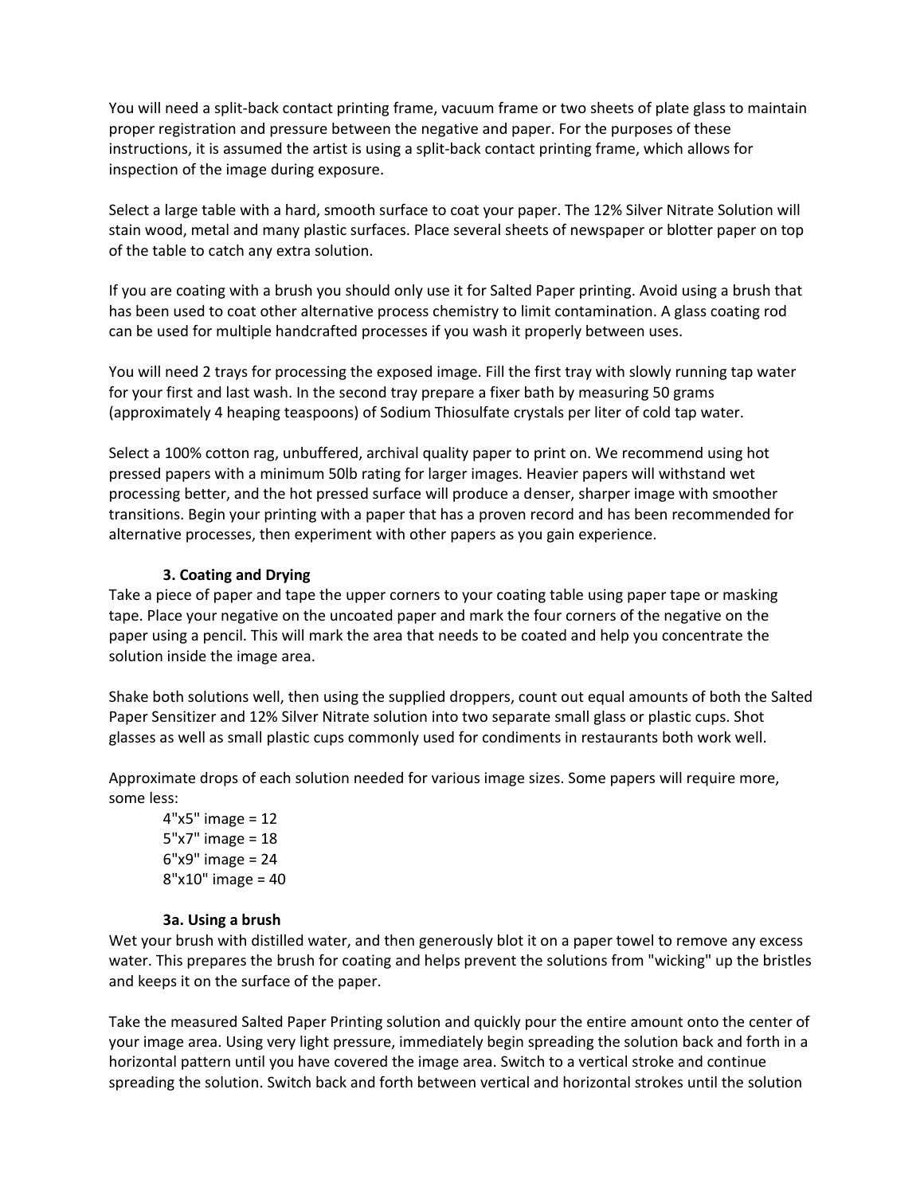You will need a split-back contact printing frame, vacuum frame or two sheets of plate glass to maintain proper registration and pressure between the negative and paper. For the purposes of these instructions, it is assumed the artist is using a split-back contact printing frame, which allows for inspection of the image during exposure.

Select a large table with a hard, smooth surface to coat your paper. The 12% Silver Nitrate Solution will stain wood, metal and many plastic surfaces. Place several sheets of newspaper or blotter paper on top of the table to catch any extra solution.

If you are coating with a brush you should only use it for Salted Paper printing. Avoid using a brush that has been used to coat other alternative process chemistry to limit contamination. A glass coating rod can be used for multiple handcrafted processes if you wash it properly between uses.

You will need 2 trays for processing the exposed image. Fill the first tray with slowly running tap water for your first and last wash. In the second tray prepare a fixer bath by measuring 50 grams (approximately 4 heaping teaspoons) of Sodium Thiosulfate crystals per liter of cold tap water.

Select a 100% cotton rag, unbuffered, archival quality paper to print on. We recommend using hot pressed papers with a minimum 50lb rating for larger images. Heavier papers will withstand wet processing better, and the hot pressed surface will produce a denser, sharper image with smoother transitions. Begin your printing with a paper that has a proven record and has been recommended for alternative processes, then experiment with other papers as you gain experience.

### 3. Coating and Drying

Take a piece of paper and tape the upper corners to your coating table using paper tape or masking tape. Place your negative on the uncoated paper and mark the four corners of the negative on the paper using a pencil. This will mark the area that needs to be coated and help you concentrate the solution inside the image area.

Shake both solutions well, then using the supplied droppers, count out equal amounts of both the Salted Paper Sensitizer and 12% Silver Nitrate solution into two separate small glass or plastic cups. Shot glasses as well as small plastic cups commonly used for condiments in restaurants both work well.

Approximate drops of each solution needed for various image sizes. Some papers will require more, some less:

- 4"x5" image = 12
- 5"x7" image = 18
- 6"x9" image = 24
- 8"x10" image = 40

### 3a. Using a brush

Wet your brush with distilled water, and then generously blot it on a paper towel to remove any excess water. This prepares the brush for coating and helps prevent the solutions from "wicking" up the bristles and keeps it on the surface of the paper.

Take the measured Salted Paper Printing solution and quickly pour the entire amount onto the center of your image area. Using very light pressure, immediately begin spreading the solution back and forth in a horizontal pattern until you have covered the image area. Switch to a vertical stroke and continue spreading the solution. Switch back and forth between vertical and horizontal strokes until the solution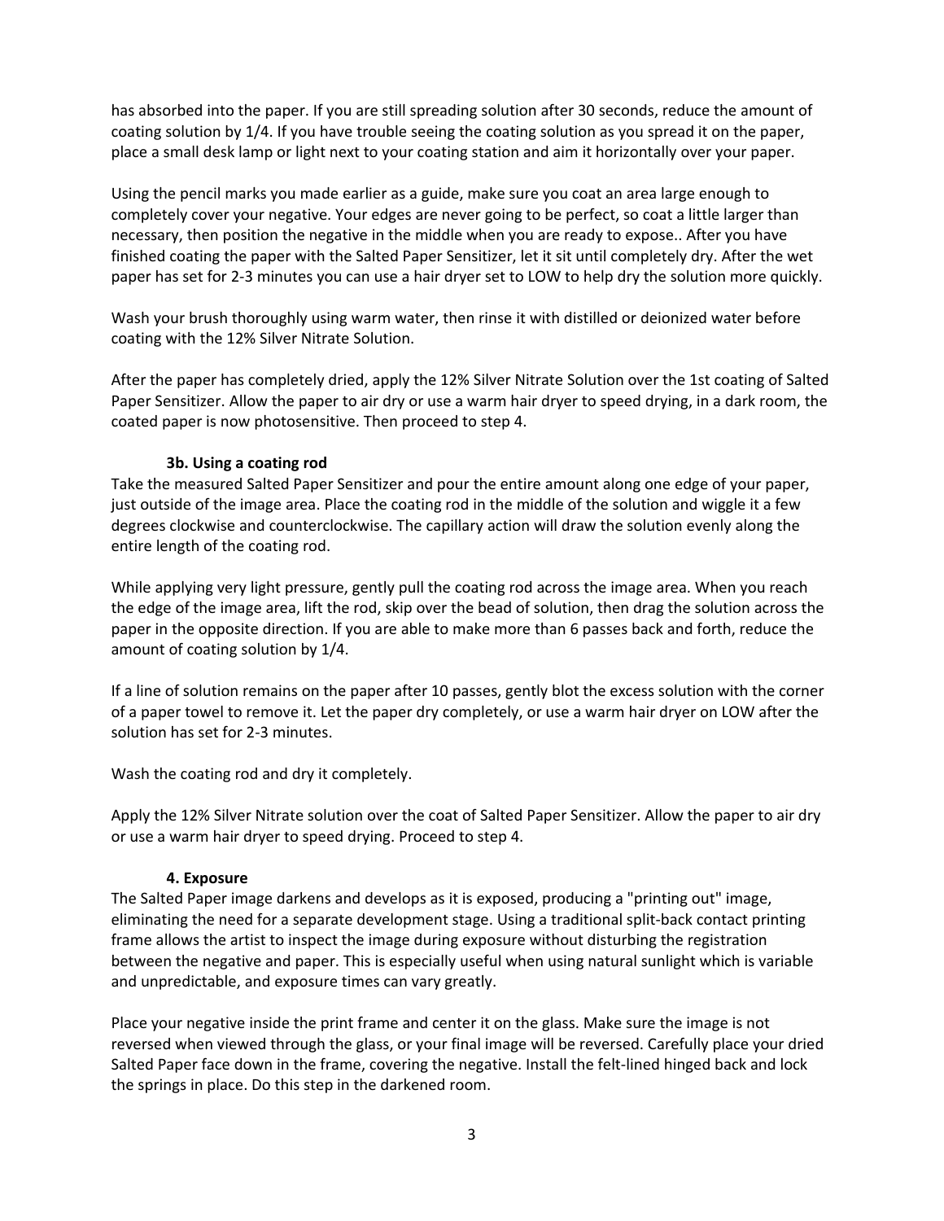has absorbed into the paper. If you are still spreading solution after 30 seconds, reduce the amount of coating solution by 1/4. If you have trouble seeing the coating solution as you spread it on the paper, place a small desk lamp or light next to your coating station and aim it horizontally over your paper.

Using the pencil marks you made earlier as a guide, make sure you coat an area large enough to completely cover your negative. Your edges are never going to be perfect, so coat a little larger than necessary, then position the negative in the middle when you are ready to expose.. After you have finished coating the paper with the Salted Paper Sensitizer, let it sit until completely dry. After the wet paper has set for 2-3 minutes you can use a hair dryer set to LOW to help dry the solution more quickly.

Wash your brush thoroughly using warm water, then rinse it with distilled or deionized water before coating with the 12% Silver Nitrate Solution.

After the paper has completely dried, apply the 12% Silver Nitrate Solution over the 1st coating of Salted Paper Sensitizer. Allow the paper to air dry or use a warm hair dryer to speed drying, in a dark room, the coated paper is now photosensitive. Then proceed to step 4.

### 3b. Using a coating rod

Take the measured Salted Paper Sensitizer and pour the entire amount along one edge of your paper, just outside of the image area. Place the coating rod in the middle of the solution and wiggle it a few degrees clockwise and counterclockwise. The capillary action will draw the solution evenly along the entire length of the coating rod.

While applying very light pressure, gently pull the coating rod across the image area. When you reach the edge of the image area, lift the rod, skip over the bead of solution, then drag the solution across the paper in the opposite direction. If you are able to make more than 6 passes back and forth, reduce the amount of coating solution by 1/4.

If a line of solution remains on the paper after 10 passes, gently blot the excess solution with the corner of a paper towel to remove it. Let the paper dry completely, or use a warm hair dryer on LOW after the solution has set for 2-3 minutes.

Wash the coating rod and dry it completely.

Apply the 12% Silver Nitrate solution over the coat of Salted Paper Sensitizer. Allow the paper to air dry or use a warm hair dryer to speed drying. Proceed to step 4.

### 4. Exposure

The Salted Paper image darkens and develops as it is exposed, producing a "printing out" image, eliminating the need for a separate development stage. Using a traditional split-back contact printing frame allows the artist to inspect the image during exposure without disturbing the registration between the negative and paper. This is especially useful when using natural sunlight which is variable and unpredictable, and exposure times can vary greatly.

Place your negative inside the print frame and center it on the glass. Make sure the image is not reversed when viewed through the glass, or your final image will be reversed. Carefully place your dried Salted Paper face down in the frame, covering the negative. Install the felt-lined hinged back and lock the springs in place. Do this step in the darkened room.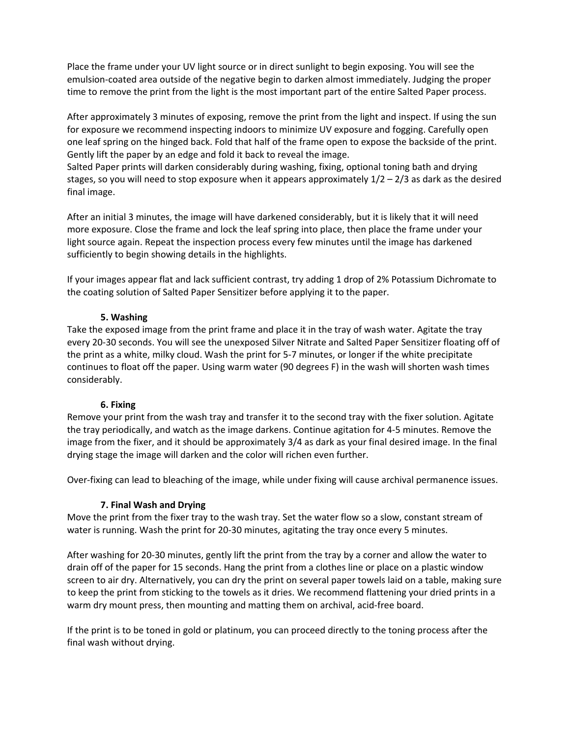Place the frame under your UV light source or in direct sunlight to begin exposing. You will see the emulsion-coated area outside of the negative begin to darken almost immediately. Judging the proper time to remove the print from the light is the most important part of the entire Salted Paper process.

After approximately 3 minutes of exposing, remove the print from the light and inspect. If using the sun for exposure we recommend inspecting indoors to minimize UV exposure and fogging. Carefully open one leaf spring on the hinged back. Fold that half of the frame open to expose the backside of the print. Gently lift the paper by an edge and fold it back to reveal the image.
Salted Paper prints will darken considerably during washing, fixing, optional toning bath and drying stages, so you will need to stop exposure when it appears approximately 1/2 – 2/3 as dark as the desired final image.

After an initial 3 minutes, the image will have darkened considerably, but it is likely that it will need more exposure. Close the frame and lock the leaf spring into place, then place the frame under your light source again. Repeat the inspection process every few minutes until the image has darkened sufficiently to begin showing details in the highlights.

If your images appear flat and lack sufficient contrast, try adding 1 drop of 2% Potassium Dichromate to the coating solution of Salted Paper Sensitizer before applying it to the paper.

### 5. Washing

Take the exposed image from the print frame and place it in the tray of wash water. Agitate the tray every 20-30 seconds. You will see the unexposed Silver Nitrate and Salted Paper Sensitizer floating off of the print as a white, milky cloud. Wash the print for 5-7 minutes, or longer if the white precipitate continues to float off the paper. Using warm water (90 degrees F) in the wash will shorten wash times considerably.

### 6. Fixing

Remove your print from the wash tray and transfer it to the second tray with the fixer solution. Agitate the tray periodically, and watch as the image darkens. Continue agitation for 4-5 minutes. Remove the image from the fixer, and it should be approximately 3/4 as dark as your final desired image. In the final drying stage the image will darken and the color will richen even further.

Over-fixing can lead to bleaching of the image, while under fixing will cause archival permanence issues.

### 7. Final Wash and Drying

Move the print from the fixer tray to the wash tray. Set the water flow so a slow, constant stream of water is running. Wash the print for 20-30 minutes, agitating the tray once every 5 minutes.

After washing for 20-30 minutes, gently lift the print from the tray by a corner and allow the water to drain off of the paper for 15 seconds. Hang the print from a clothes line or place on a plastic window screen to air dry. Alternatively, you can dry the print on several paper towels laid on a table, making sure to keep the print from sticking to the towels as it dries. We recommend flattening your dried prints in a warm dry mount press, then mounting and matting them on archival, acid-free board.

If the print is to be toned in gold or platinum, you can proceed directly to the toning process after the final wash without drying.